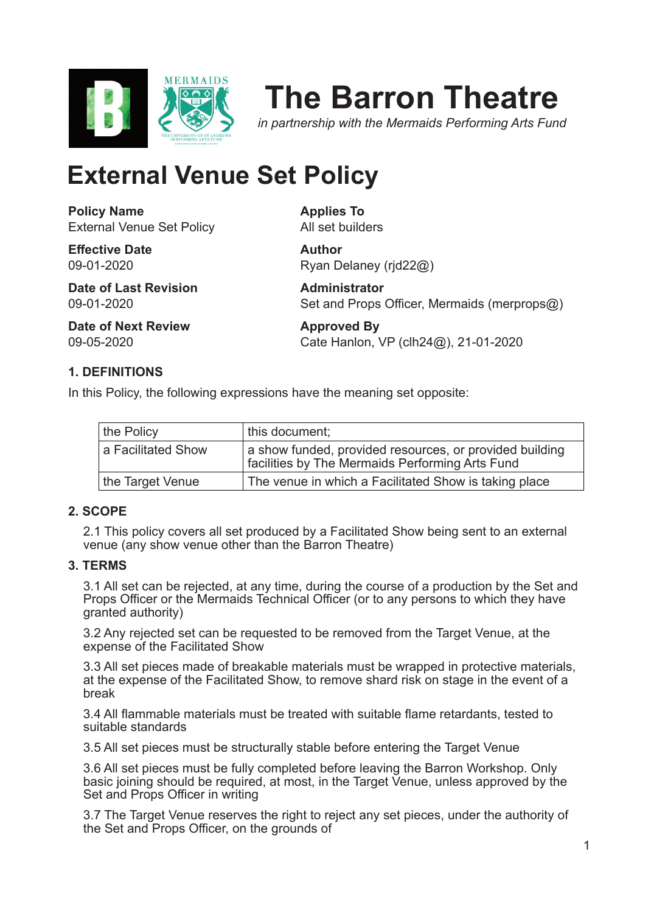# The Barron Theatre

*in partnership with the Mermaids Performing Arts Fund*

# External Venue Set Policy

**Policy Name**
External Venue Set Policy

**Applies To**
All set builders

**Effective Date**
09-01-2020

**Author**
Ryan Delaney (rjd22@)

**Date of Last Revision**
09-01-2020

**Administrator**
Set and Props Officer, Mermaids (merprops@)

**Date of Next Review**
09-05-2020

**Approved By**
Cate Hanlon, VP (clh24@), 21-01-2020

### 1. DEFINITIONS

In this Policy, the following expressions have the meaning set opposite:

| | |
|---|---|
| the Policy | this document; |
| a Facilitated Show | a show funded, provided resources, or provided building facilities by The Mermaids Performing Arts Fund |
| the Target Venue | The venue in which a Facilitated Show is taking place |

### 2. SCOPE

2.1 This policy covers all set produced by a Facilitated Show being sent to an external venue (any show venue other than the Barron Theatre)

### 3. TERMS

3.1 All set can be rejected, at any time, during the course of a production by the Set and Props Officer or the Mermaids Technical Officer (or to any persons to which they have granted authority)

3.2 Any rejected set can be requested to be removed from the Target Venue, at the expense of the Facilitated Show

3.3 All set pieces made of breakable materials must be wrapped in protective materials, at the expense of the Facilitated Show, to remove shard risk on stage in the event of a break

3.4 All flammable materials must be treated with suitable flame retardants, tested to suitable standards

3.5 All set pieces must be structurally stable before entering the Target Venue

3.6 All set pieces must be fully completed before leaving the Barron Workshop. Only basic joining should be required, at most, in the Target Venue, unless approved by the Set and Props Officer in writing

3.7 The Target Venue reserves the right to reject any set pieces, under the authority of the Set and Props Officer, on the grounds of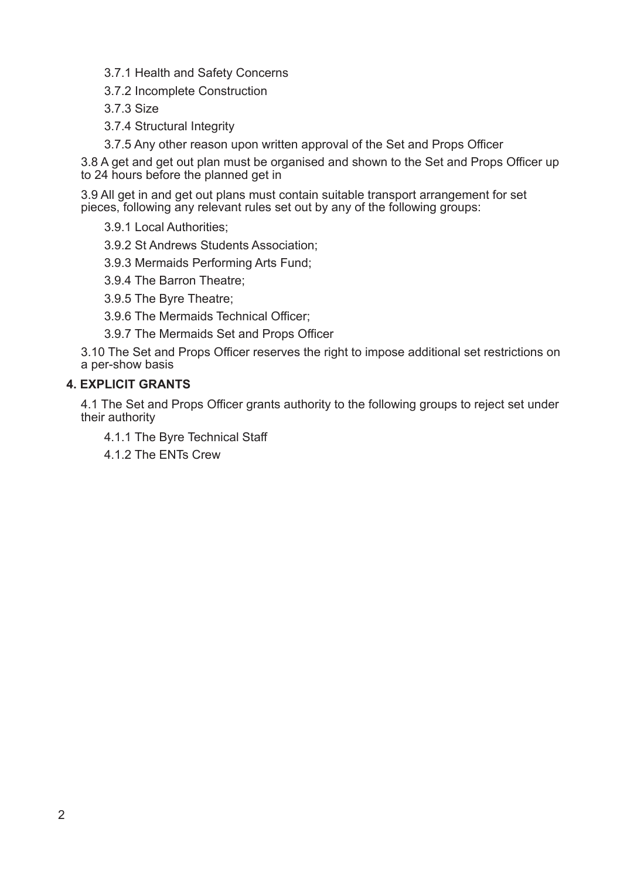3.7.1 Health and Safety Concerns

3.7.2 Incomplete Construction

3.7.3 Size

3.7.4 Structural Integrity

3.7.5 Any other reason upon written approval of the Set and Props Officer

3.8 A get and get out plan must be organised and shown to the Set and Props Officer up to 24 hours before the planned get in

3.9 All get in and get out plans must contain suitable transport arrangement for set pieces, following any relevant rules set out by any of the following groups:

3.9.1 Local Authorities;

3.9.2 St Andrews Students Association;

3.9.3 Mermaids Performing Arts Fund;

3.9.4 The Barron Theatre;

3.9.5 The Byre Theatre;

3.9.6 The Mermaids Technical Officer;

3.9.7 The Mermaids Set and Props Officer

3.10 The Set and Props Officer reserves the right to impose additional set restrictions on a per-show basis

## 4. EXPLICIT GRANTS

4.1 The Set and Props Officer grants authority to the following groups to reject set under their authority

4.1.1 The Byre Technical Staff

4.1.2 The ENTs Crew